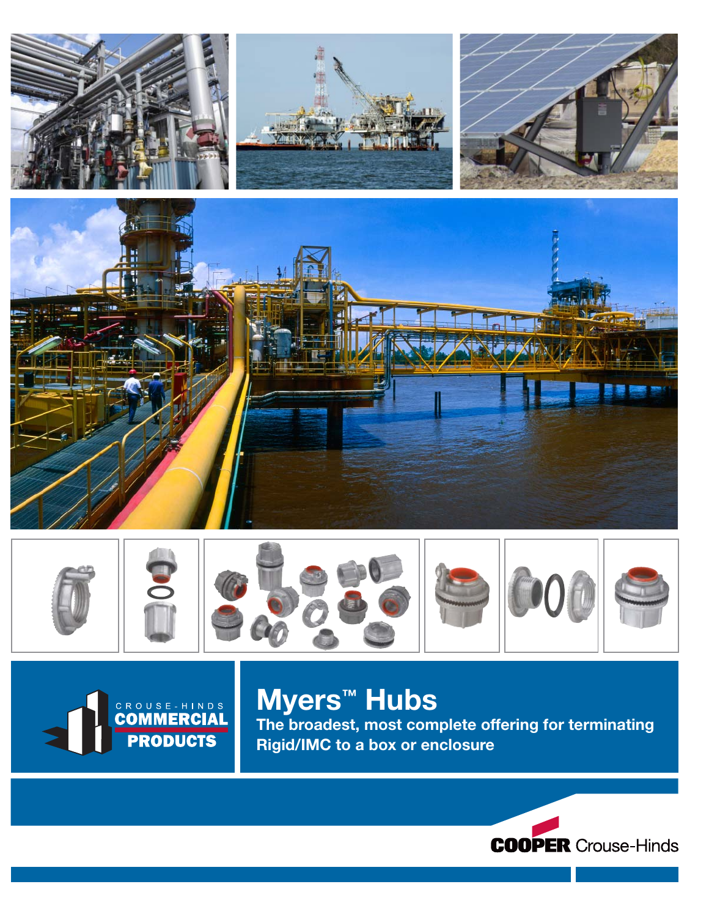CROUSE-HINDS
COMMERCIAL
PRODUCTS

# Myers™ Hubs

## The broadest, most complete offering for terminating Rigid/IMC to a box or enclosure

COOPER Crouse-Hinds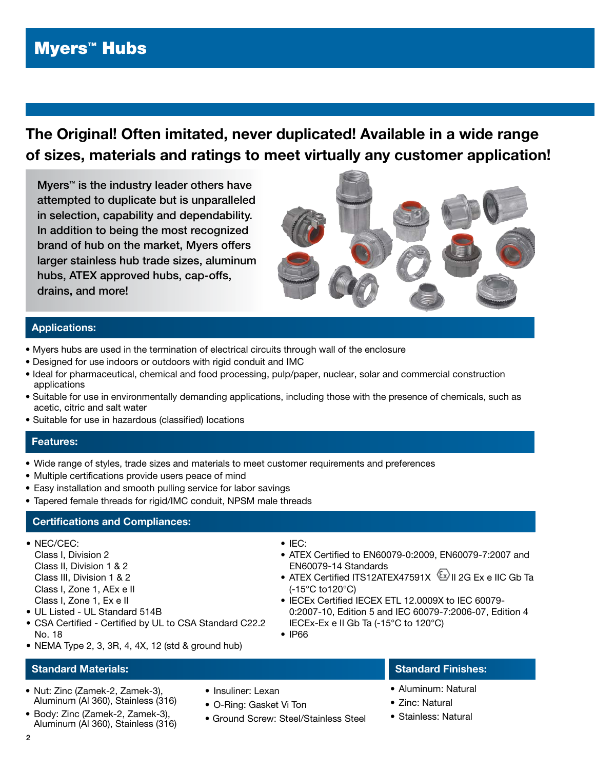# Myers™ Hubs

## The Original! Often imitated, never duplicated! Available in a wide range of sizes, materials and ratings to meet virtually any customer application!

Myers™ is the industry leader others have attempted to duplicate but is unparalleled in selection, capability and dependability. In addition to being the most recognized brand of hub on the market, Myers offers larger stainless hub trade sizes, aluminum hubs, ATEX approved hubs, cap-offs, drains, and more!

### Applications:

- Myers hubs are used in the termination of electrical circuits through wall of the enclosure
- Designed for use indoors or outdoors with rigid conduit and IMC
- Ideal for pharmaceutical, chemical and food processing, pulp/paper, nuclear, solar and commercial construction applications
- Suitable for use in environmentally demanding applications, including those with the presence of chemicals, such as acetic, citric and salt water
- Suitable for use in hazardous (classified) locations

### Features:

- Wide range of styles, trade sizes and materials to meet customer requirements and preferences
- Multiple certifications provide users peace of mind
- Easy installation and smooth pulling service for labor savings
- Tapered female threads for rigid/IMC conduit, NPSM male threads

### Certifications and Compliances:

- NEC/CEC:
  Class I, Division 2
  Class II, Division 1 & 2
  Class III, Division 1 & 2
  Class I, Zone 1, AEx e II
  Class I, Zone 1, Ex e II
- UL Listed - UL Standard 514B
- CSA Certified - Certified by UL to CSA Standard C22.2 No. 18
- NEMA Type 2, 3, 3R, 4, 4X, 12 (std & ground hub)
- IEC:
- ATEX Certified to EN60079-0:2009, EN60079-7:2007 and EN60079-14 Standards
- ATEX Certified ITS12ATEX47591X ⟨Ex⟩ II 2G Ex e IIC Gb Ta (-15°C to120°C)
- IECEx Certified IECEX ETL 12.0009X to IEC 60079-0:2007-10, Edition 5 and IEC 60079-7:2006-07, Edition 4 IECEx-Ex e II Gb Ta (-15°C to 120°C)
- IP66

### Standard Materials:

- Nut: Zinc (Zamek-2, Zamek-3), Aluminum (Al 360), Stainless (316)
- Body: Zinc (Zamek-2, Zamek-3), Aluminum (Al 360), Stainless (316)
- Insuliner: Lexan
- O-Ring: Gasket Vi Ton
- Ground Screw: Steel/Stainless Steel

### Standard Finishes:

- Aluminum: Natural
- Zinc: Natural
- Stainless: Natural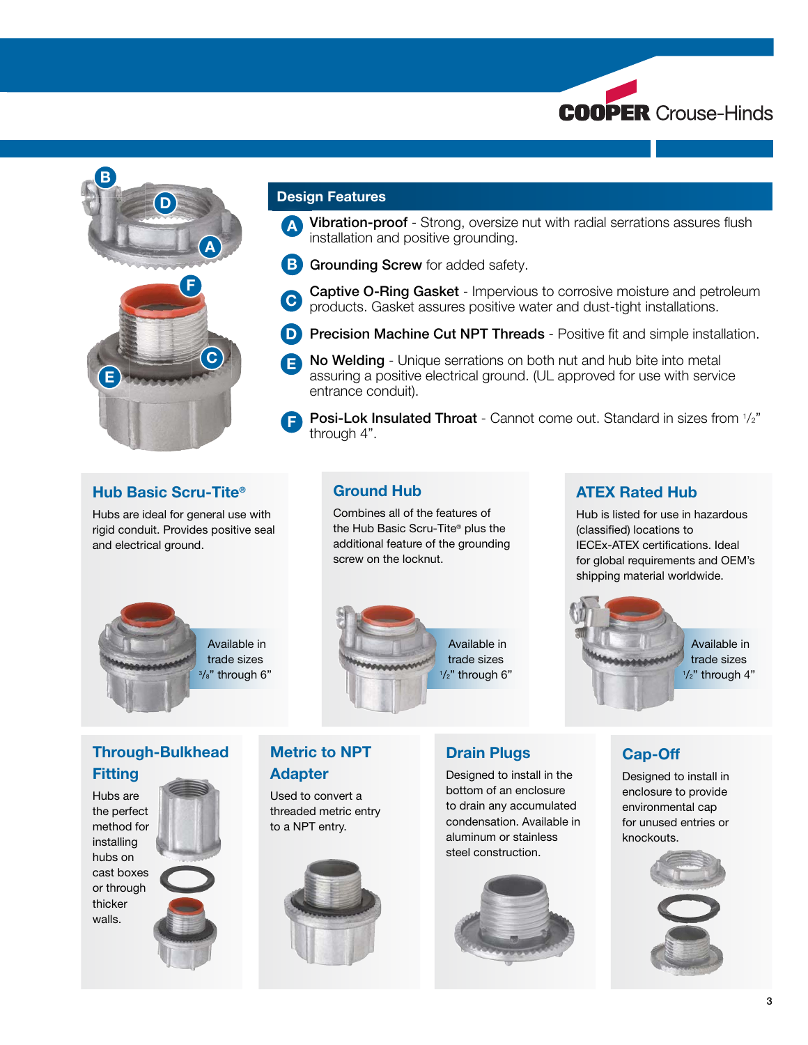## Design Features

- **A Vibration-proof** - Strong, oversize nut with radial serrations assures flush installation and positive grounding.
- **B Grounding Screw** for added safety.
- **C Captive O-Ring Gasket** - Impervious to corrosive moisture and petroleum products. Gasket assures positive water and dust-tight installations.
- **D Precision Machine Cut NPT Threads** - Positive fit and simple installation.
- **E No Welding** - Unique serrations on both nut and hub bite into metal assuring a positive electrical ground. (UL approved for use with service entrance conduit).
- **F Posi-Lok Insulated Throat** - Cannot come out. Standard in sizes from 1/2" through 4".

### Hub Basic Scru-Tite®

Hubs are ideal for general use with rigid conduit. Provides positive seal and electrical ground.

Available in trade sizes 3/8" through 6"

### Ground Hub

Combines all of the features of the Hub Basic Scru-Tite® plus the additional feature of the grounding screw on the locknut.

Available in trade sizes 1/2" through 6"

### ATEX Rated Hub

Hub is listed for use in hazardous (classified) locations to IECEx-ATEX certifications. Ideal for global requirements and OEM's shipping material worldwide.

Available in trade sizes 1/2" through 4"

### Through-Bulkhead Fitting

Hubs are the perfect method for installing hubs on cast boxes or through thicker walls.

### Metric to NPT Adapter

Used to convert a threaded metric entry to a NPT entry.

### Drain Plugs

Designed to install in the bottom of an enclosure to drain any accumulated condensation. Available in aluminum or stainless steel construction.

### Cap-Off

Designed to install in enclosure to provide environmental cap for unused entries or knockouts.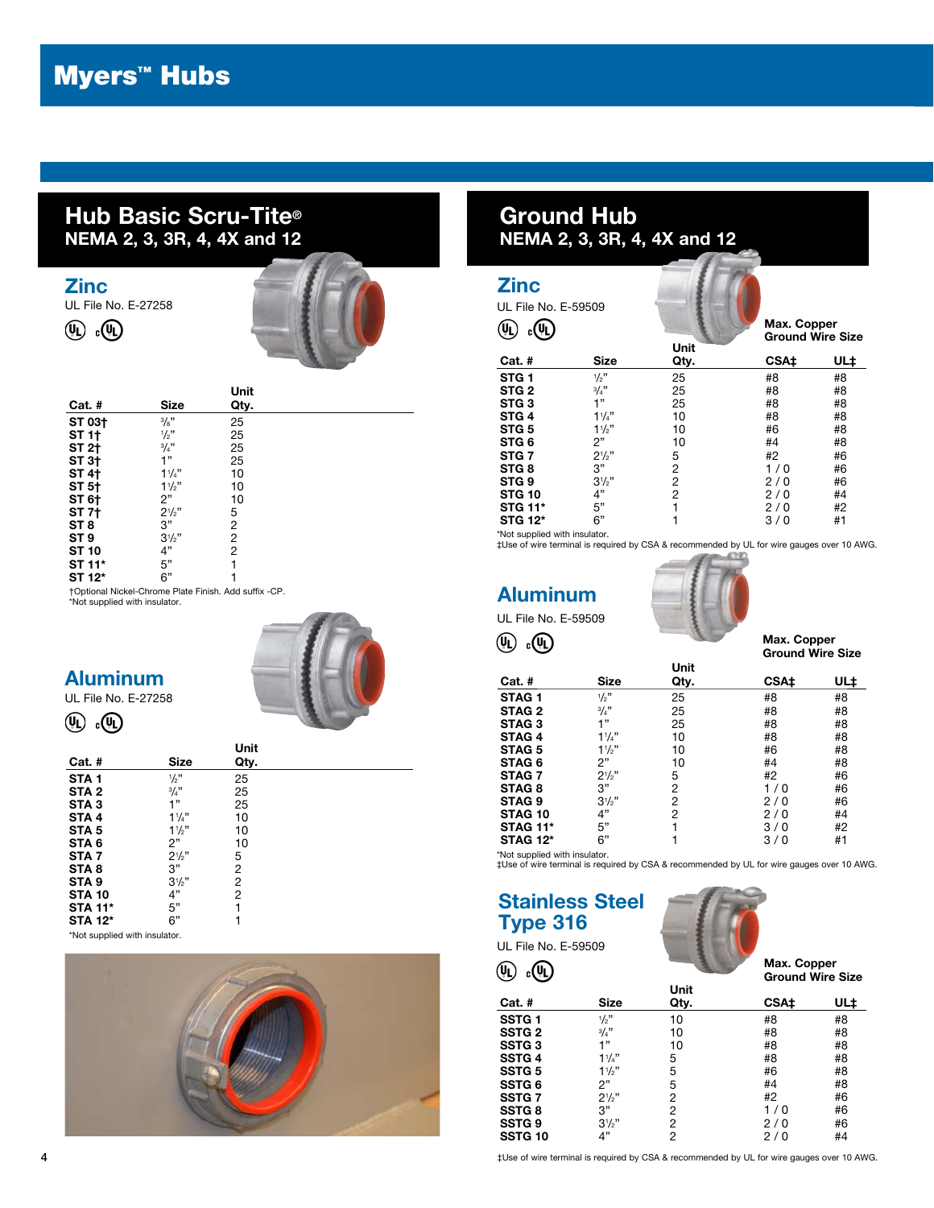# Myers™ Hubs

## Hub Basic Scru-Tite®
### NEMA 2, 3, 3R, 4, 4X and 12

### Zinc

UL File No. E-27258

| Cat. # | Size | Unit Qty. |
|---|---|---|
| ST 03† | 3/8" | 25 |
| ST 1† | 1/2" | 25 |
| ST 2† | 3/4" | 25 |
| ST 3† | 1" | 25 |
| ST 4† | 1 1/4" | 10 |
| ST 5† | 1 1/2" | 10 |
| ST 6† | 2" | 10 |
| ST 7† | 2 1/2" | 5 |
| ST 8 | 3" | 2 |
| ST 9 | 3 1/2" | 2 |
| ST 10 | 4" | 2 |
| ST 11* | 5" | 1 |
| ST 12* | 6" | 1 |

†Optional Nickel-Chrome Plate Finish. Add suffix -CP.
*Not supplied with insulator.

### Aluminum

UL File No. E-27258

| Cat. # | Size | Unit Qty. |
|---|---|---|
| STA 1 | 1/2" | 25 |
| STA 2 | 3/4" | 25 |
| STA 3 | 1" | 25 |
| STA 4 | 1 1/4" | 10 |
| STA 5 | 1 1/2" | 10 |
| STA 6 | 2" | 10 |
| STA 7 | 2 1/2" | 5 |
| STA 8 | 3" | 2 |
| STA 9 | 3 1/2" | 2 |
| STA 10 | 4" | 2 |
| STA 11* | 5" | 1 |
| STA 12* | 6" | 1 |

*Not supplied with insulator.

## Ground Hub
### NEMA 2, 3, 3R, 4, 4X and 12

### Zinc

UL File No. E-59509

| Cat. # | Size | Unit Qty. | Max. Copper Ground Wire Size CSA‡ | UL‡ |
|---|---|---|---|---|
| STG 1 | 1/2" | 25 | #8 | #8 |
| STG 2 | 3/4" | 25 | #8 | #8 |
| STG 3 | 1" | 25 | #8 | #8 |
| STG 4 | 1 1/4" | 10 | #8 | #8 |
| STG 5 | 1 1/2" | 10 | #6 | #8 |
| STG 6 | 2" | 10 | #4 | #8 |
| STG 7 | 2 1/2" | 5 | #2 | #6 |
| STG 8 | 3" | 2 | 1 / 0 | #6 |
| STG 9 | 3 1/2" | 2 | 2 / 0 | #6 |
| STG 10 | 4" | 2 | 2 / 0 | #4 |
| STG 11* | 5" | 1 | 2 / 0 | #2 |
| STG 12* | 6" | 1 | 3 / 0 | #1 |

*Not supplied with insulator.
‡Use of wire terminal is required by CSA & recommended by UL for wire gauges over 10 AWG.

### Aluminum

UL File No. E-59509

| Cat. # | Size | Unit Qty. | Max. Copper Ground Wire Size CSA‡ | UL‡ |
|---|---|---|---|---|
| STAG 1 | 1/2" | 25 | #8 | #8 |
| STAG 2 | 3/4" | 25 | #8 | #8 |
| STAG 3 | 1" | 25 | #8 | #8 |
| STAG 4 | 1 1/4" | 10 | #8 | #8 |
| STAG 5 | 1 1/2" | 10 | #6 | #8 |
| STAG 6 | 2" | 10 | #4 | #8 |
| STAG 7 | 2 1/2" | 5 | #2 | #6 |
| STAG 8 | 3" | 2 | 1 / 0 | #6 |
| STAG 9 | 3 1/2" | 2 | 2 / 0 | #6 |
| STAG 10 | 4" | 2 | 2 / 0 | #4 |
| STAG 11* | 5" | 1 | 3 / 0 | #2 |
| STAG 12* | 6" | 1 | 3 / 0 | #1 |

*Not supplied with insulator.
‡Use of wire terminal is required by CSA & recommended by UL for wire gauges over 10 AWG.

### Stainless Steel Type 316

UL File No. E-59509

| Cat. # | Size | Unit Qty. | Max. Copper Ground Wire Size CSA‡ | UL‡ |
|---|---|---|---|---|
| SSTG 1 | 1/2" | 10 | #8 | #8 |
| SSTG 2 | 3/4" | 10 | #8 | #8 |
| SSTG 3 | 1" | 10 | #8 | #8 |
| SSTG 4 | 1 1/4" | 5 | #8 | #8 |
| SSTG 5 | 1 1/2" | 5 | #6 | #8 |
| SSTG 6 | 2" | 5 | #4 | #8 |
| SSTG 7 | 2 1/2" | 2 | #2 | #6 |
| SSTG 8 | 3" | 2 | 1 / 0 | #6 |
| SSTG 9 | 3 1/2" | 2 | 2 / 0 | #6 |
| SSTG 10 | 4" | 2 | 2 / 0 | #4 |

‡Use of wire terminal is required by CSA & recommended by UL for wire gauges over 10 AWG.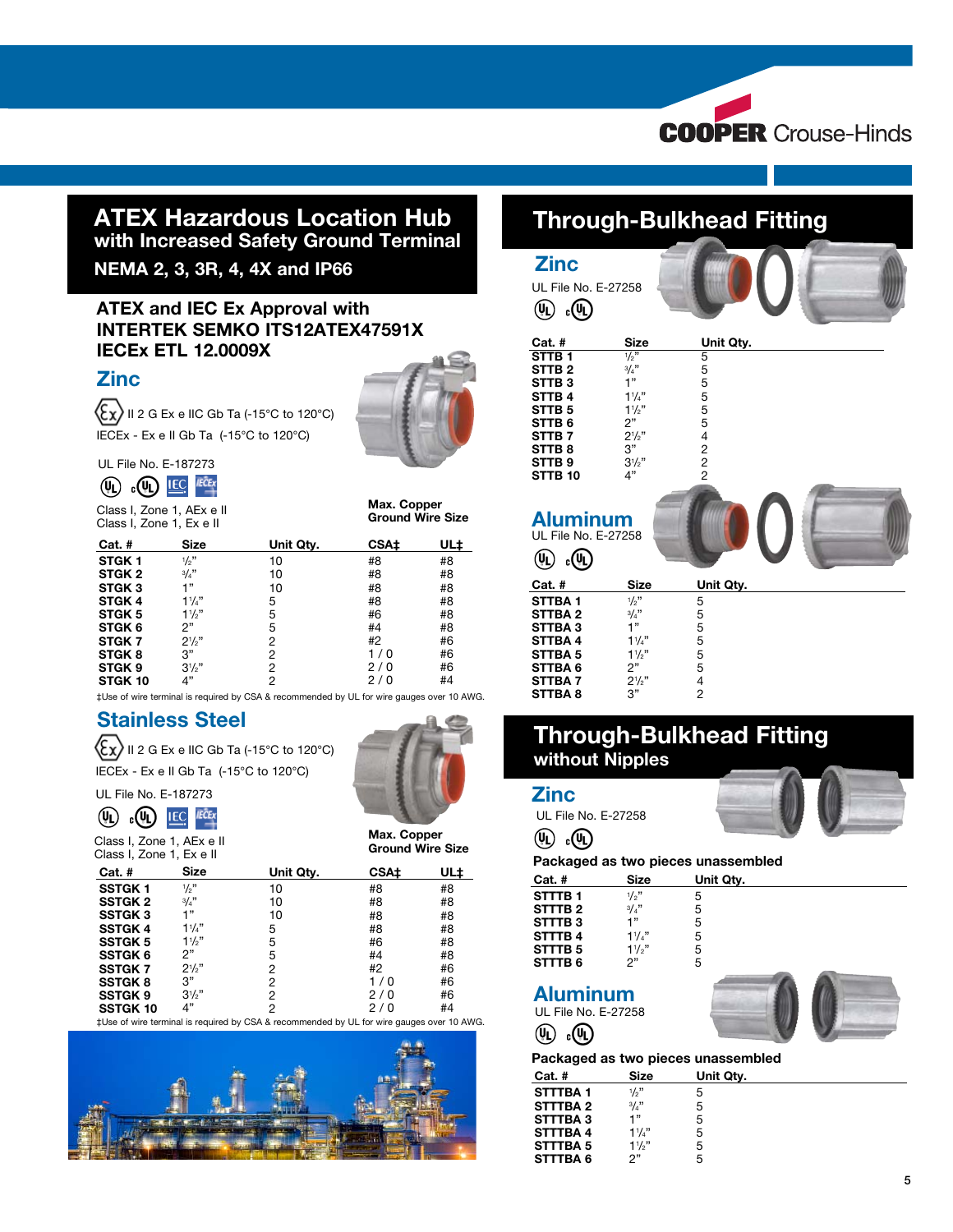# ATEX Hazardous Location Hub with Increased Safety Ground Terminal

## NEMA 2, 3, 3R, 4, 4X and IP66

### ATEX and IEC Ex Approval with INTERTEK SEMKO ITS12ATEX47591X IECEx ETL 12.0009X

## Zinc

II 2 G Ex e IIC Gb Ta (-15°C to 120°C)

IECEx - Ex e II Gb Ta (-15°C to 120°C)

UL File No. E-187273

Class I, Zone 1, AEx e II
Class I, Zone 1, Ex e II

| Cat. # | Size | Unit Qty. | Max. Copper Ground Wire Size CSA‡ | UL‡ |
|---|---|---|---|---|
| **STGK 1** | ½" | 10 | #8 | #8 |
| **STGK 2** | ¾" | 10 | #8 | #8 |
| **STGK 3** | 1" | 10 | #8 | #8 |
| **STGK 4** | 1¼" | 5 | #8 | #8 |
| **STGK 5** | 1½" | 5 | #6 | #8 |
| **STGK 6** | 2" | 5 | #4 | #8 |
| **STGK 7** | 2½" | 2 | #2 | #6 |
| **STGK 8** | 3" | 2 | 1 / 0 | #6 |
| **STGK 9** | 3½" | 2 | 2 / 0 | #6 |
| **STGK 10** | 4" | 2 | 2 / 0 | #4 |

‡Use of wire terminal is required by CSA & recommended by UL for wire gauges over 10 AWG.

## Stainless Steel

II 2 G Ex e IIC Gb Ta (-15°C to 120°C)

IECEx - Ex e II Gb Ta (-15°C to 120°C)

UL File No. E-187273

Class I, Zone 1, AEx e II
Class I, Zone 1, Ex e II

| Cat. # | Size | Unit Qty. | Max. Copper Ground Wire Size CSA‡ | UL‡ |
|---|---|---|---|---|
| **SSTGK 1** | ½" | 10 | #8 | #8 |
| **SSTGK 2** | ¾" | 10 | #8 | #8 |
| **SSTGK 3** | 1" | 10 | #8 | #8 |
| **SSTGK 4** | 1¼" | 5 | #8 | #8 |
| **SSTGK 5** | 1½" | 5 | #6 | #8 |
| **SSTGK 6** | 2" | 5 | #4 | #8 |
| **SSTGK 7** | 2½" | 2 | #2 | #6 |
| **SSTGK 8** | 3" | 2 | 1 / 0 | #6 |
| **SSTGK 9** | 3½" | 2 | 2 / 0 | #6 |
| **SSTGK 10** | 4" | 2 | 2 / 0 | #4 |

‡Use of wire terminal is required by CSA & recommended by UL for wire gauges over 10 AWG.

# Through-Bulkhead Fitting

## Zinc

UL File No. E-27258

| Cat. # | Size | Unit Qty. |
|---|---|---|
| **STTB 1** | ½" | 5 |
| **STTB 2** | ¾" | 5 |
| **STTB 3** | 1" | 5 |
| **STTB 4** | 1¼" | 5 |
| **STTB 5** | 1½" | 5 |
| **STTB 6** | 2" | 5 |
| **STTB 7** | 2½" | 4 |
| **STTB 8** | 3" | 2 |
| **STTB 9** | 3½" | 2 |
| **STTB 10** | 4" | 2 |

## Aluminum

UL File No. E-27258

| Cat. # | Size | Unit Qty. |
|---|---|---|
| **STTBA 1** | ½" | 5 |
| **STTBA 2** | ¾" | 5 |
| **STTBA 3** | 1" | 5 |
| **STTBA 4** | 1¼" | 5 |
| **STTBA 5** | 1½" | 5 |
| **STTBA 6** | 2" | 5 |
| **STTBA 7** | 2½" | 4 |
| **STTBA 8** | 3" | 2 |

# Through-Bulkhead Fitting without Nipples

## Zinc

UL File No. E-27258

**Packaged as two pieces unassembled**

| Cat. # | Size | Unit Qty. |
|---|---|---|
| **STTTB 1** | ½" | 5 |
| **STTTB 2** | ¾" | 5 |
| **STTTB 3** | 1" | 5 |
| **STTTB 4** | 1¼" | 5 |
| **STTTB 5** | 1½" | 5 |
| **STTTB 6** | 2" | 5 |

## Aluminum

UL File No. E-27258

**Packaged as two pieces unassembled**

| Cat. # | Size | Unit Qty. |
|---|---|---|
| **STTTBA 1** | ½" | 5 |
| **STTTBA 2** | ¾" | 5 |
| **STTTBA 3** | 1" | 5 |
| **STTTBA 4** | 1¼" | 5 |
| **STTTBA 5** | 1½" | 5 |
| **STTTBA 6** | 2" | 5 |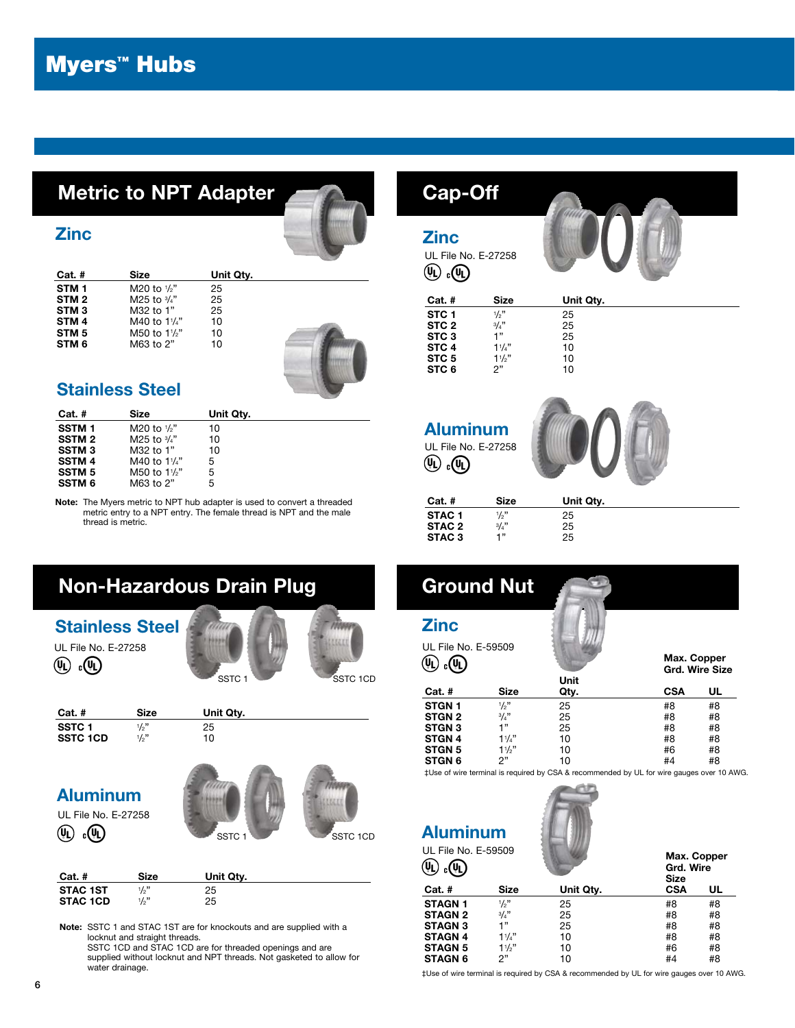# Myers™ Hubs

## Metric to NPT Adapter

### Zinc

| Cat. # | Size | Unit Qty. |
|---|---|---|
| STM 1 | M20 to ½" | 25 |
| STM 2 | M25 to ¾" | 25 |
| STM 3 | M32 to 1" | 25 |
| STM 4 | M40 to 1¼" | 10 |
| STM 5 | M50 to 1½" | 10 |
| STM 6 | M63 to 2" | 10 |

### Stainless Steel

| Cat. # | Size | Unit Qty. |
|---|---|---|
| SSTM 1 | M20 to ½" | 10 |
| SSTM 2 | M25 to ¾" | 10 |
| SSTM 3 | M32 to 1" | 10 |
| SSTM 4 | M40 to 1¼" | 5 |
| SSTM 5 | M50 to 1½" | 5 |
| SSTM 6 | M63 to 2" | 5 |

**Note:** The Myers metric to NPT hub adapter is used to convert a threaded metric entry to a NPT entry. The female thread is NPT and the male thread is metric.

## Non-Hazardous Drain Plug

### Stainless Steel

UL File No. E-27258

SSTC 1 SSTC 1CD

| Cat. # | Size | Unit Qty. |
|---|---|---|
| SSTC 1 | ½" | 25 |
| SSTC 1CD | ½" | 10 |

### Aluminum

UL File No. E-27258

SSTC 1 SSTC 1CD

| Cat. # | Size | Unit Qty. |
|---|---|---|
| STAC 1ST | ½" | 25 |
| STAC 1CD | ½" | 25 |

**Note:** SSTC 1 and STAC 1ST are for knockouts and are supplied with a locknut and straight threads.
SSTC 1CD and STAC 1CD are for threaded openings and are supplied without locknut and NPT threads. Not gasketed to allow for water drainage.

## Cap-Off

### Zinc

UL File No. E-27258

| Cat. # | Size | Unit Qty. |
|---|---|---|
| STC 1 | ½" | 25 |
| STC 2 | ¾" | 25 |
| STC 3 | 1" | 25 |
| STC 4 | 1¼" | 10 |
| STC 5 | 1½" | 10 |
| STC 6 | 2" | 10 |

### Aluminum

UL File No. E-27258

| Cat. # | Size | Unit Qty. |
|---|---|---|
| STAC 1 | ½" | 25 |
| STAC 2 | ¾" | 25 |
| STAC 3 | 1" | 25 |

## Ground Nut

### Zinc

UL File No. E-59509

| Cat. # | Size | Unit Qty. | Max. Copper Grd. Wire Size CSA | UL |
|---|---|---|---|---|
| STGN 1 | ½" | 25 | #8 | #8 |
| STGN 2 | ¾" | 25 | #8 | #8 |
| STGN 3 | 1" | 25 | #8 | #8 |
| STGN 4 | 1¼" | 10 | #8 | #8 |
| STGN 5 | 1½" | 10 | #6 | #8 |
| STGN 6 | 2" | 10 | #4 | #8 |

‡Use of wire terminal is required by CSA & recommended by UL for wire gauges over 10 AWG.

### Aluminum

UL File No. E-59509

| Cat. # | Size | Unit Qty. | Max. Copper Grd. Wire Size CSA | UL |
|---|---|---|---|---|
| STAGN 1 | ½" | 25 | #8 | #8 |
| STAGN 2 | ¾" | 25 | #8 | #8 |
| STAGN 3 | 1" | 25 | #8 | #8 |
| STAGN 4 | 1¼" | 10 | #8 | #8 |
| STAGN 5 | 1½" | 10 | #6 | #8 |
| STAGN 6 | 2" | 10 | #4 | #8 |

‡Use of wire terminal is required by CSA & recommended by UL for wire gauges over 10 AWG.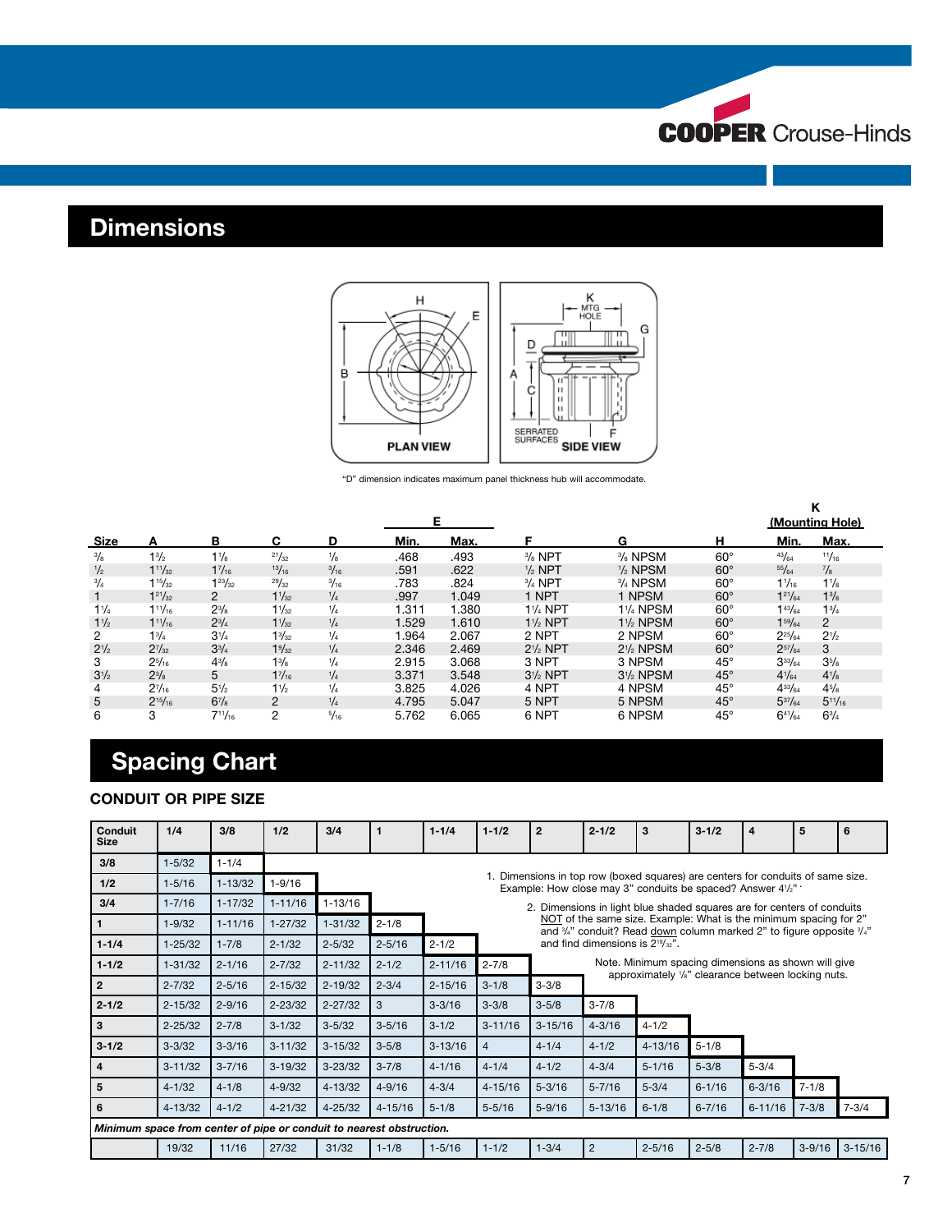## Dimensions

"D" dimension indicates maximum panel thickness hub will accommodate.

| Size | A | B | C | D | E Min. | E Max. | F | G | H | K (Mounting Hole) Min. | K (Mounting Hole) Max. |
|---|---|---|---|---|---|---|---|---|---|---|---|
| 3/8 | 1-1/2 | 1-1/8 | 21/32 | 1/8 | .468 | .493 | 3/8 NPT | 3/8 NPSM | 60° | 43/64 | 11/16 |
| 1/2 | 1-11/32 | 1-7/16 | 13/16 | 3/16 | .591 | .622 | 1/2 NPT | 1/2 NPSM | 60° | 55/64 | 7/8 |
| 3/4 | 1-15/32 | 1-23/32 | 29/32 | 3/16 | .783 | .824 | 3/4 NPT | 3/4 NPSM | 60° | 1-1/16 | 1-1/8 |
| 1 | 1-21/32 | 2 | 1-1/32 | 1/4 | .997 | 1.049 | 1 NPT | 1 NPSM | 60° | 1-21/64 | 1-3/8 |
| 1-1/4 | 1-11/16 | 2-3/8 | 1-1/32 | 1/4 | 1.311 | 1.380 | 1-1/4 NPT | 1-1/4 NPSM | 60° | 1-43/64 | 1-3/4 |
| 1-1/2 | 1-11/16 | 2-3/4 | 1-1/32 | 1/4 | 1.529 | 1.610 | 1-1/2 NPT | 1-1/2 NPSM | 60° | 1-59/64 | 2 |
| 2 | 1-3/4 | 3-1/4 | 1-3/32 | 1/4 | 1.964 | 2.067 | 2 NPT | 2 NPSM | 60° | 2-25/64 | 2-1/2 |
| 2-1/2 | 2-7/32 | 3-3/4 | 1-9/32 | 1/4 | 2.346 | 2.469 | 2-1/2 NPT | 2-1/2 NPSM | 60° | 2-57/64 | 3 |
| 3 | 2-5/16 | 4-3/8 | 1-3/8 | 1/4 | 2.915 | 3.068 | 3 NPT | 3 NPSM | 45° | 3-33/64 | 3-5/8 |
| 3-1/2 | 2-3/8 | 5 | 1-7/16 | 1/4 | 3.371 | 3.548 | 3-1/2 NPT | 3-1/2 NPSM | 45° | 4-1/64 | 4-1/8 |
| 4 | 2-7/16 | 5-1/2 | 1-1/2 | 1/4 | 3.825 | 4.026 | 4 NPT | 4 NPSM | 45° | 4-33/64 | 4-5/8 |
| 5 | 2-15/16 | 6-7/8 | 2 | 1/4 | 4.795 | 5.047 | 5 NPT | 5 NPSM | 45° | 5-37/64 | 5-11/16 |
| 6 | 3 | 7-11/16 | 2 | 5/16 | 5.762 | 6.065 | 6 NPT | 6 NPSM | 45° | 6-41/64 | 6-3/4 |

## Spacing Chart

### CONDUIT OR PIPE SIZE

| Conduit Size | 1/4 | 3/8 | 1/2 | 3/4 | 1 | 1-1/4 | 1-1/2 | 2 | 2-1/2 | 3 | 3-1/2 | 4 | 5 | 6 |
|---|---|---|---|---|---|---|---|---|---|---|---|---|---|---|
| 3/8 | 1-5/32 | 1-1/4 | | | | | | | | | | | | |
| 1/2 | 1-5/16 | 1-13/32 | 1-9/16 | | | | | | | | | | | |
| 3/4 | 1-7/16 | 1-17/32 | 1-11/16 | 1-13/16 | | | | | | | | | | |
| 1 | 1-9/32 | 1-11/16 | 1-27/32 | 1-31/32 | 2-1/8 | | | | | | | | | |
| 1-1/4 | 1-25/32 | 1-7/8 | 2-1/32 | 2-5/32 | 2-5/16 | 2-1/2 | | | | | | | | |
| 1-1/2 | 1-31/32 | 2-1/16 | 2-7/32 | 2-11/32 | 2-1/2 | 2-11/16 | 2-7/8 | | | | | | | |
| 2 | 2-7/32 | 2-5/16 | 2-15/32 | 2-19/32 | 2-3/4 | 2-15/16 | 3-1/8 | 3-3/8 | | | | | | |
| 2-1/2 | 2-15/32 | 2-9/16 | 2-23/32 | 2-27/32 | 3 | 3-3/16 | 3-3/8 | 3-5/8 | 3-7/8 | | | | | |
| 3 | 2-25/32 | 2-7/8 | 3-1/32 | 3-5/32 | 3-5/16 | 3-1/2 | 3-11/16 | 3-15/16 | 4-3/16 | 4-1/2 | | | | |
| 3-1/2 | 3-3/32 | 3-3/16 | 3-11/32 | 3-15/32 | 3-5/8 | 3-13/16 | 4 | 4-1/4 | 4-1/2 | 4-13/16 | 5-1/8 | | | |
| 4 | 3-11/32 | 3-7/16 | 3-19/32 | 3-23/32 | 3-7/8 | 4-1/16 | 4-1/4 | 4-1/2 | 4-3/4 | 5-1/16 | 5-3/8 | 5-3/4 | | |
| 5 | 4-1/32 | 4-1/8 | 4-9/32 | 4-13/32 | 4-9/16 | 4-3/4 | 4-15/16 | 5-3/16 | 5-7/16 | 5-3/4 | 6-1/16 | 6-3/16 | 7-1/8 | |
| 6 | 4-13/32 | 4-1/2 | 4-21/32 | 4-25/32 | 4-15/16 | 5-1/8 | 5-5/16 | 5-9/16 | 5-13/16 | 6-1/8 | 6-7/16 | 6-11/16 | 7-3/8 | 7-3/4 |
| *Minimum space from center of pipe or conduit to nearest obstruction.* | | | | | | | | | | | | | | |
| | 19/32 | 11/16 | 27/32 | 31/32 | 1-1/8 | 1-5/16 | 1-1/2 | 1-3/4 | 2 | 2-5/16 | 2-5/8 | 2-7/8 | 3-9/16 | 3-15/16 |

1. Dimensions in top row (boxed squares) are centers for conduits of same size. Example: How close may 3" conduits be spaced? Answer 4-1/2".
2. Dimensions in light blue shaded squares are for centers of conduits NOT of the same size. Example: What is the minimum spacing for 2" and 3/4" conduit? Read down column marked 2" to figure opposite 3/4" and find dimensions is 2-19/32".

Note. Minimum spacing dimensions as shown will give approximately 1/8" clearance between locking nuts.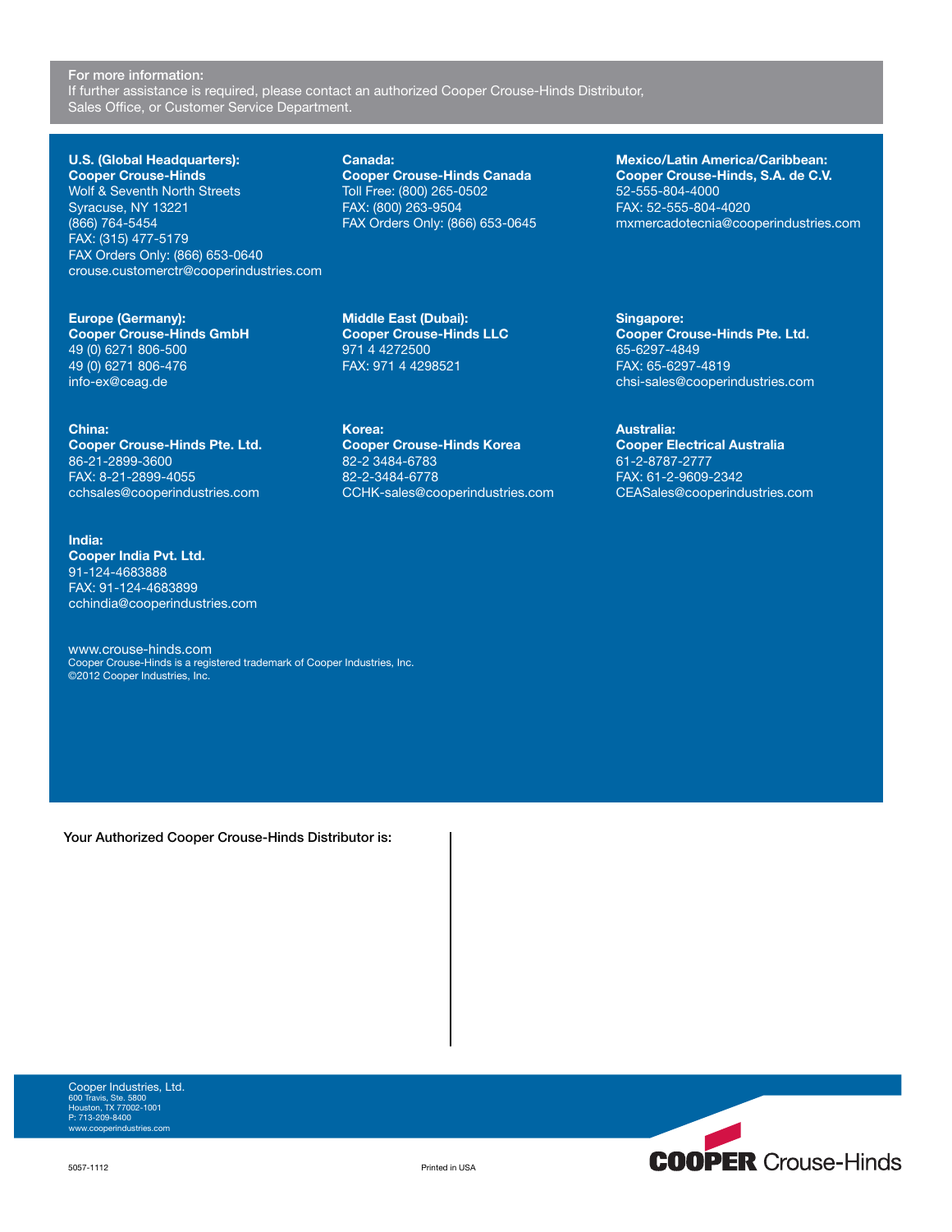**For more information:**
If further assistance is required, please contact an authorized Cooper Crouse-Hinds Distributor, Sales Office, or Customer Service Department.

**U.S. (Global Headquarters):**
**Cooper Crouse-Hinds**
Wolf & Seventh North Streets
Syracuse, NY 13221
(866) 764-5454
FAX: (315) 477-5179
FAX Orders Only: (866) 653-0640
crouse.customerctr@cooperindustries.com

**Canada:**
**Cooper Crouse-Hinds Canada**
Toll Free: (800) 265-0502
FAX: (800) 263-9504
FAX Orders Only: (866) 653-0645

**Mexico/Latin America/Caribbean:**
**Cooper Crouse-Hinds, S.A. de C.V.**
52-555-804-4000
FAX: 52-555-804-4020
mxmercadotecnia@cooperindustries.com

**Europe (Germany):**
**Cooper Crouse-Hinds GmbH**
49 (0) 6271 806-500
49 (0) 6271 806-476
info-ex@ceag.de

**Middle East (Dubai):**
**Cooper Crouse-Hinds LLC**
971 4 4272500
FAX: 971 4 4298521

**Singapore:**
**Cooper Crouse-Hinds Pte. Ltd.**
65-6297-4849
FAX: 65-6297-4819
chsi-sales@cooperindustries.com

**China:**
**Cooper Crouse-Hinds Pte. Ltd.**
86-21-2899-3600
FAX: 8-21-2899-4055
cchsales@cooperindustries.com

**Korea:**
**Cooper Crouse-Hinds Korea**
82-2 3484-6783
82-2-3484-6778
CCHK-sales@cooperindustries.com

**Australia:**
**Cooper Electrical Australia**
61-2-8787-2777
FAX: 61-2-9609-2342
CEASales@cooperindustries.com

**India:**
**Cooper India Pvt. Ltd.**
91-124-4683888
FAX: 91-124-4683899
cchindia@cooperindustries.com

www.crouse-hinds.com
Cooper Crouse-Hinds is a registered trademark of Cooper Industries, Inc.
©2012 Cooper Industries, Inc.

**Your Authorized Cooper Crouse-Hinds Distributor is:**

Cooper Industries, Ltd.
600 Travis, Ste. 5800
Houston, TX 77002-1001
P: 713-209-8400
www.cooperindustries.com

5057-1112

Printed in USA

COOPER Crouse-Hinds